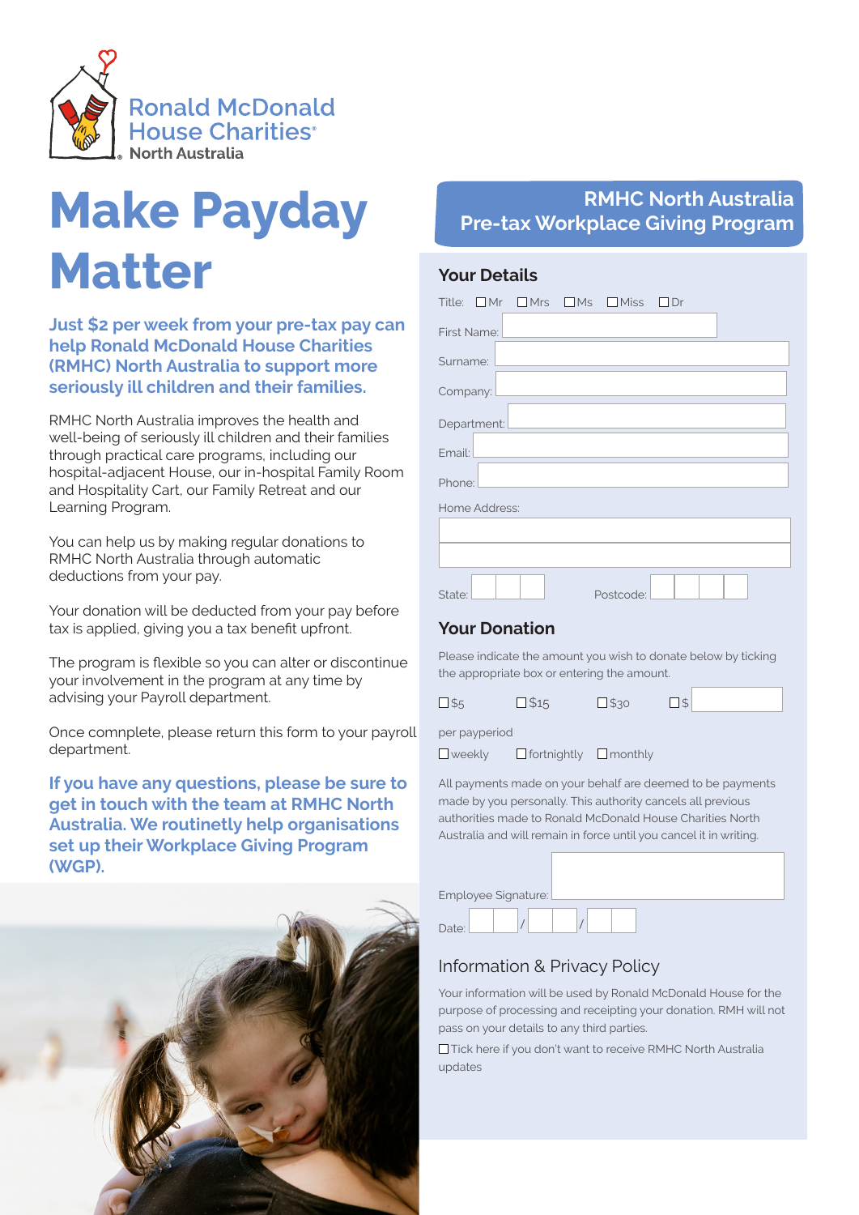Ronald McDonald House Charities®
North Australia

# Make Payday Matter

**Just $2 per week from your pre-tax pay can help Ronald McDonald House Charities (RMHC) North Australia to support more seriously ill children and their families.**

RMHC North Australia improves the health and well-being of seriously ill children and their families through practical care programs, including our hospital-adjacent House, our in-hospital Family Room and Hospitality Cart, our Family Retreat and our Learning Program.

You can help us by making regular donations to RMHC North Australia through automatic deductions from your pay.

Your donation will be deducted from your pay before tax is applied, giving you a tax benefit upfront.

The program is flexible so you can alter or discontinue your involvement in the program at any time by advising your Payroll department.

Once comnplete, please return this form to your payroll department.

**If you have any questions, please be sure to get in touch with the team at RMHC North Australia. We routinetly help organisations set up their Workplace Giving Program (WGP).**

## RMHC North Australia Pre-tax Workplace Giving Program

### Your Details

Title: ☐ Mr ☐ Mrs ☐ Ms ☐ Miss ☐ Dr

First Name:

Surname:

Company:

Department:

Email:

Phone:

Home Address:

State: Postcode:

### Your Donation

Please indicate the amount you wish to donate below by ticking the appropriate box or entering the amount.

☐ $5 ☐ $15 ☐ $30 ☐ $

per payperiod

☐ weekly ☐ fortnightly ☐ monthly

All payments made on your behalf are deemed to be payments made by you personally. This authority cancels all previous authorities made to Ronald McDonald House Charities North Australia and will remain in force until you cancel it in writing.

Employee Signature:

Date: / /

### Information & Privacy Policy

Your information will be used by Ronald McDonald House for the purpose of processing and receipting your donation. RMH will not pass on your details to any third parties.

☐ Tick here if you don't want to receive RMHC North Australia updates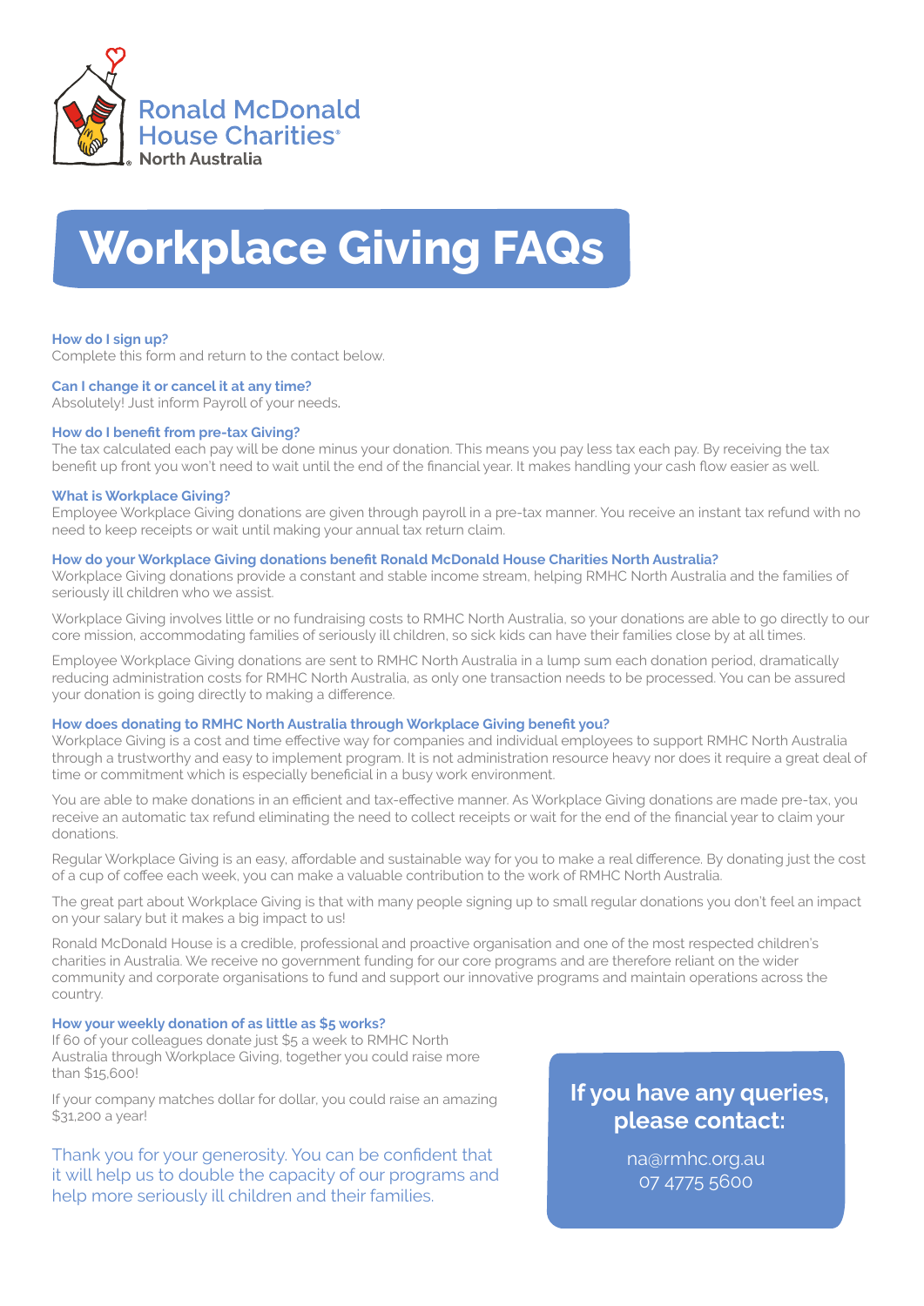Ronald McDonald House Charities® North Australia

# Workplace Giving FAQs

### How do I sign up?

Complete this form and return to the contact below.

### Can I change it or cancel it at any time?

Absolutely! Just inform Payroll of your needs.

### How do I benefit from pre-tax Giving?

The tax calculated each pay will be done minus your donation. This means you pay less tax each pay. By receiving the tax benefit up front you won't need to wait until the end of the financial year. It makes handling your cash flow easier as well.

### What is Workplace Giving?

Employee Workplace Giving donations are given through payroll in a pre-tax manner. You receive an instant tax refund with no need to keep receipts or wait until making your annual tax return claim.

### How do your Workplace Giving donations benefit Ronald McDonald House Charities North Australia?

Workplace Giving donations provide a constant and stable income stream, helping RMHC North Australia and the families of seriously ill children who we assist.

Workplace Giving involves little or no fundraising costs to RMHC North Australia, so your donations are able to go directly to our core mission, accommodating families of seriously ill children, so sick kids can have their families close by at all times.

Employee Workplace Giving donations are sent to RMHC North Australia in a lump sum each donation period, dramatically reducing administration costs for RMHC North Australia, as only one transaction needs to be processed. You can be assured your donation is going directly to making a difference.

### How does donating to RMHC North Australia through Workplace Giving benefit you?

Workplace Giving is a cost and time effective way for companies and individual employees to support RMHC North Australia through a trustworthy and easy to implement program. It is not administration resource heavy nor does it require a great deal of time or commitment which is especially beneficial in a busy work environment.

You are able to make donations in an efficient and tax-effective manner. As Workplace Giving donations are made pre-tax, you receive an automatic tax refund eliminating the need to collect receipts or wait for the end of the financial year to claim your donations.

Regular Workplace Giving is an easy, affordable and sustainable way for you to make a real difference. By donating just the cost of a cup of coffee each week, you can make a valuable contribution to the work of RMHC North Australia.

The great part about Workplace Giving is that with many people signing up to small regular donations you don't feel an impact on your salary but it makes a big impact to us!

Ronald McDonald House is a credible, professional and proactive organisation and one of the most respected children's charities in Australia. We receive no government funding for our core programs and are therefore reliant on the wider community and corporate organisations to fund and support our innovative programs and maintain operations across the country.

### How your weekly donation of as little as $5 works?

If 60 of your colleagues donate just $5 a week to RMHC North Australia through Workplace Giving, together you could raise more than $15,600!

If your company matches dollar for dollar, you could raise an amazing $31,200 a year!

Thank you for your generosity. You can be confident that it will help us to double the capacity of our programs and help more seriously ill children and their families.

## If you have any queries, please contact:

na@rmhc.org.au
07 4775 5600